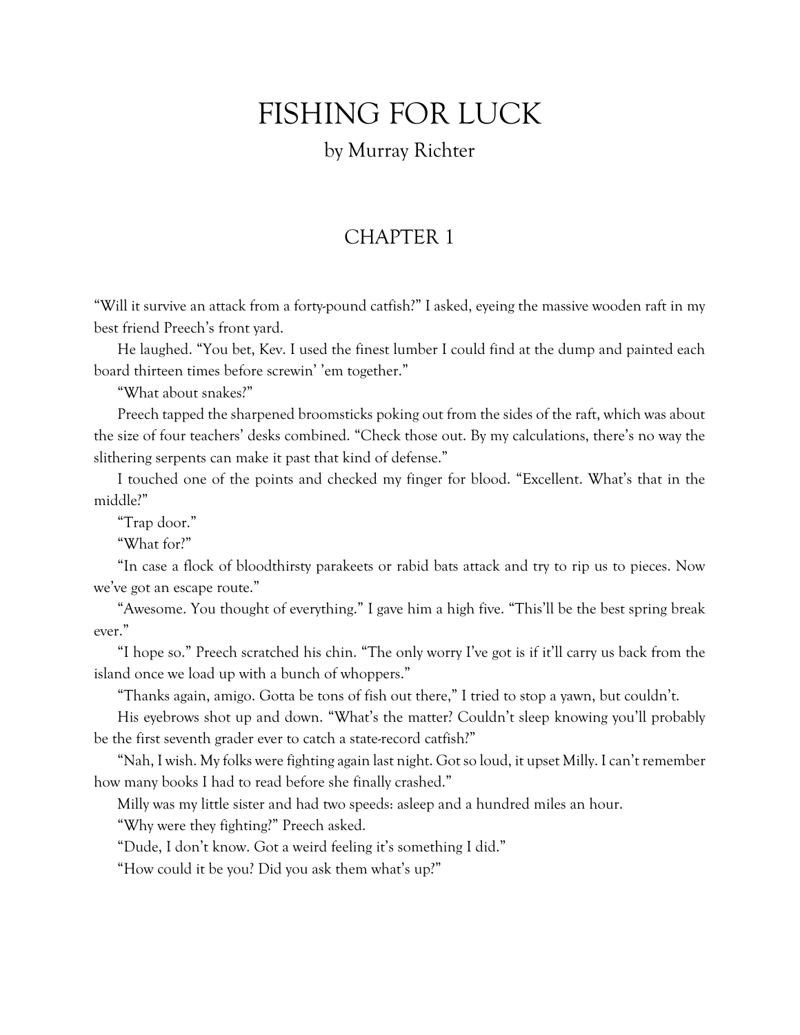# FISHING FOR LUCK

by Murray Richter

## CHAPTER 1

"Will it survive an attack from a forty-pound catfish?" I asked, eyeing the massive wooden raft in my best friend Preech's front yard.

He laughed. "You bet, Kev. I used the finest lumber I could find at the dump and painted each board thirteen times before screwin' 'em together."

"What about snakes?"

Preech tapped the sharpened broomsticks poking out from the sides of the raft, which was about the size of four teachers' desks combined. "Check those out. By my calculations, there's no way the slithering serpents can make it past that kind of defense."

I touched one of the points and checked my finger for blood. "Excellent. What's that in the middle?"

"Trap door."

"What for?"

"In case a flock of bloodthirsty parakeets or rabid bats attack and try to rip us to pieces. Now we've got an escape route."

"Awesome. You thought of everything." I gave him a high five. "This'll be the best spring break ever."

"I hope so." Preech scratched his chin. "The only worry I've got is if it'll carry us back from the island once we load up with a bunch of whoppers."

"Thanks again, amigo. Gotta be tons of fish out there," I tried to stop a yawn, but couldn't.

His eyebrows shot up and down. "What's the matter? Couldn't sleep knowing you'll probably be the first seventh grader ever to catch a state-record catfish?"

"Nah, I wish. My folks were fighting again last night. Got so loud, it upset Milly. I can't remember how many books I had to read before she finally crashed."

Milly was my little sister and had two speeds: asleep and a hundred miles an hour.

"Why were they fighting?" Preech asked.

"Dude, I don't know. Got a weird feeling it's something I did."

"How could it be you? Did you ask them what's up?"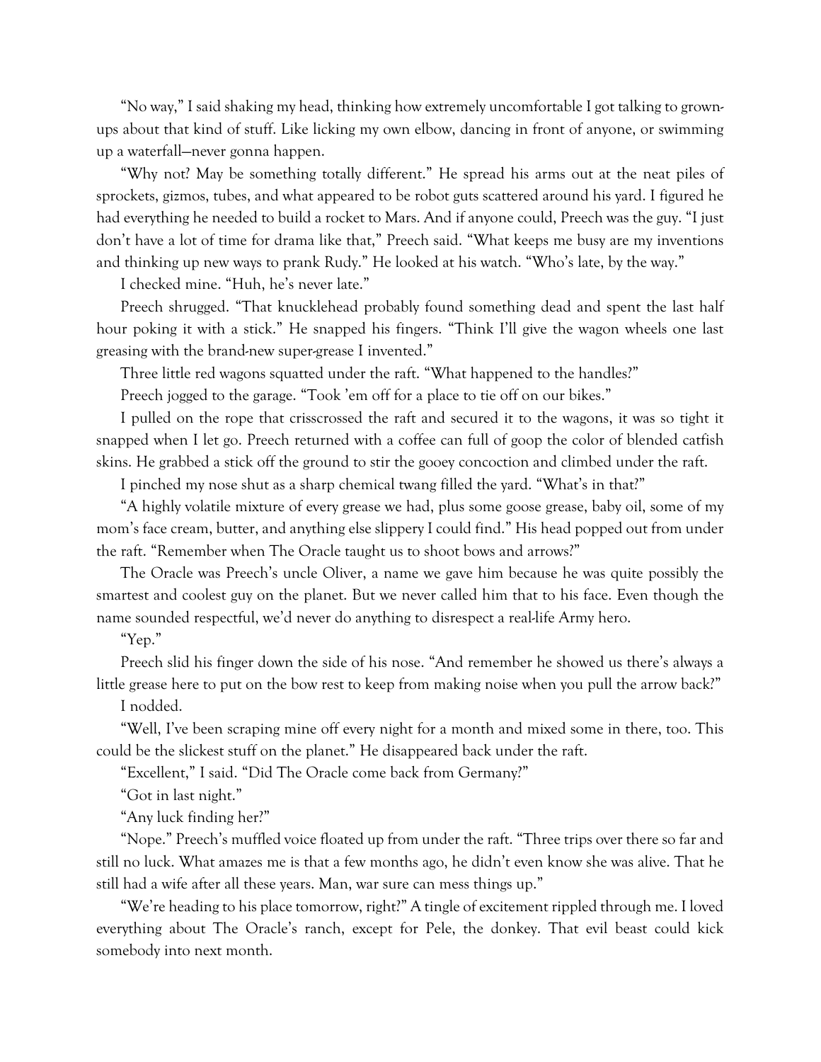"No way," I said shaking my head, thinking how extremely uncomfortable I got talking to grown-ups about that kind of stuff. Like licking my own elbow, dancing in front of anyone, or swimming up a waterfall—never gonna happen.

"Why not? May be something totally different." He spread his arms out at the neat piles of sprockets, gizmos, tubes, and what appeared to be robot guts scattered around his yard. I figured he had everything he needed to build a rocket to Mars. And if anyone could, Preech was the guy. "I just don't have a lot of time for drama like that," Preech said. "What keeps me busy are my inventions and thinking up new ways to prank Rudy." He looked at his watch. "Who's late, by the way."

I checked mine. "Huh, he's never late."

Preech shrugged. "That knucklehead probably found something dead and spent the last half hour poking it with a stick." He snapped his fingers. "Think I'll give the wagon wheels one last greasing with the brand-new super-grease I invented."

Three little red wagons squatted under the raft. "What happened to the handles?"

Preech jogged to the garage. "Took 'em off for a place to tie off on our bikes."

I pulled on the rope that crisscrossed the raft and secured it to the wagons, it was so tight it snapped when I let go. Preech returned with a coffee can full of goop the color of blended catfish skins. He grabbed a stick off the ground to stir the gooey concoction and climbed under the raft.

I pinched my nose shut as a sharp chemical twang filled the yard. "What's in that?"

"A highly volatile mixture of every grease we had, plus some goose grease, baby oil, some of my mom's face cream, butter, and anything else slippery I could find." His head popped out from under the raft. "Remember when The Oracle taught us to shoot bows and arrows?"

The Oracle was Preech's uncle Oliver, a name we gave him because he was quite possibly the smartest and coolest guy on the planet. But we never called him that to his face. Even though the name sounded respectful, we'd never do anything to disrespect a real-life Army hero.

"Yep."

Preech slid his finger down the side of his nose. "And remember he showed us there's always a little grease here to put on the bow rest to keep from making noise when you pull the arrow back?"

I nodded.

"Well, I've been scraping mine off every night for a month and mixed some in there, too. This could be the slickest stuff on the planet." He disappeared back under the raft.

"Excellent," I said. "Did The Oracle come back from Germany?"

"Got in last night."

"Any luck finding her?"

"Nope." Preech's muffled voice floated up from under the raft. "Three trips over there so far and still no luck. What amazes me is that a few months ago, he didn't even know she was alive. That he still had a wife after all these years. Man, war sure can mess things up."

"We're heading to his place tomorrow, right?" A tingle of excitement rippled through me. I loved everything about The Oracle's ranch, except for Pele, the donkey. That evil beast could kick somebody into next month.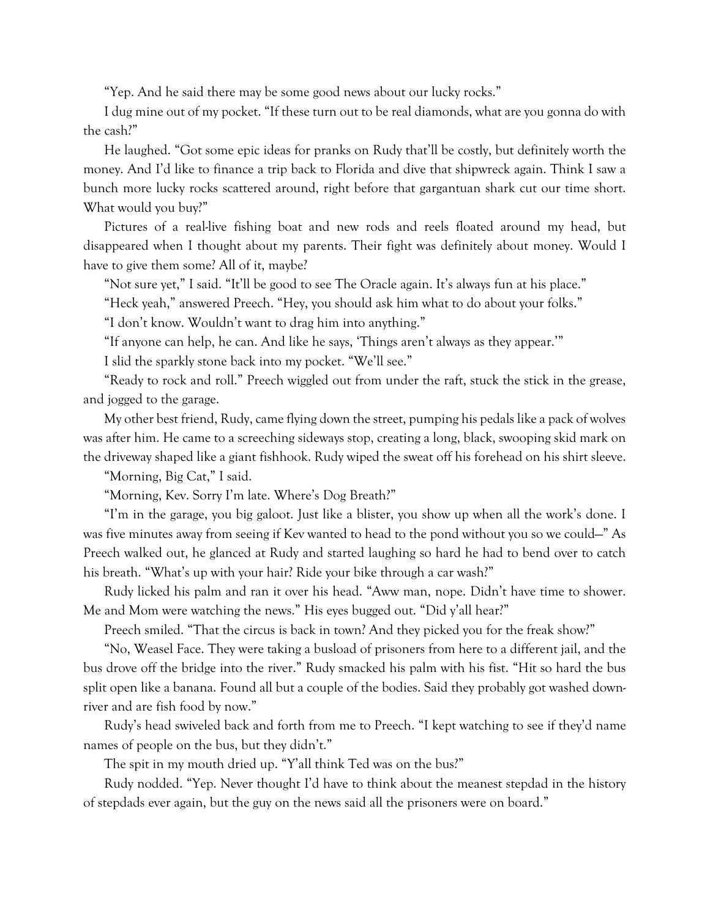"Yep. And he said there may be some good news about our lucky rocks."

I dug mine out of my pocket. "If these turn out to be real diamonds, what are you gonna do with the cash?"

He laughed. "Got some epic ideas for pranks on Rudy that'll be costly, but definitely worth the money. And I'd like to finance a trip back to Florida and dive that shipwreck again. Think I saw a bunch more lucky rocks scattered around, right before that gargantuan shark cut our time short. What would you buy?"

Pictures of a real-live fishing boat and new rods and reels floated around my head, but disappeared when I thought about my parents. Their fight was definitely about money. Would I have to give them some? All of it, maybe?

"Not sure yet," I said. "It'll be good to see The Oracle again. It's always fun at his place."

"Heck yeah," answered Preech. "Hey, you should ask him what to do about your folks."

"I don't know. Wouldn't want to drag him into anything."

"If anyone can help, he can. And like he says, 'Things aren't always as they appear.'"

I slid the sparkly stone back into my pocket. "We'll see."

"Ready to rock and roll." Preech wiggled out from under the raft, stuck the stick in the grease, and jogged to the garage.

My other best friend, Rudy, came flying down the street, pumping his pedals like a pack of wolves was after him. He came to a screeching sideways stop, creating a long, black, swooping skid mark on the driveway shaped like a giant fishhook. Rudy wiped the sweat off his forehead on his shirt sleeve.

"Morning, Big Cat," I said.

"Morning, Kev. Sorry I'm late. Where's Dog Breath?"

"I'm in the garage, you big galoot. Just like a blister, you show up when all the work's done. I was five minutes away from seeing if Kev wanted to head to the pond without you so we could—" As Preech walked out, he glanced at Rudy and started laughing so hard he had to bend over to catch his breath. "What's up with your hair? Ride your bike through a car wash?"

Rudy licked his palm and ran it over his head. "Aww man, nope. Didn't have time to shower. Me and Mom were watching the news." His eyes bugged out. "Did y'all hear?"

Preech smiled. "That the circus is back in town? And they picked you for the freak show?"

"No, Weasel Face. They were taking a busload of prisoners from here to a different jail, and the bus drove off the bridge into the river." Rudy smacked his palm with his fist. "Hit so hard the bus split open like a banana. Found all but a couple of the bodies. Said they probably got washed downriver and are fish food by now."

Rudy's head swiveled back and forth from me to Preech. "I kept watching to see if they'd name names of people on the bus, but they didn't."

The spit in my mouth dried up. "Y'all think Ted was on the bus?"

Rudy nodded. "Yep. Never thought I'd have to think about the meanest stepdad in the history of stepdads ever again, but the guy on the news said all the prisoners were on board."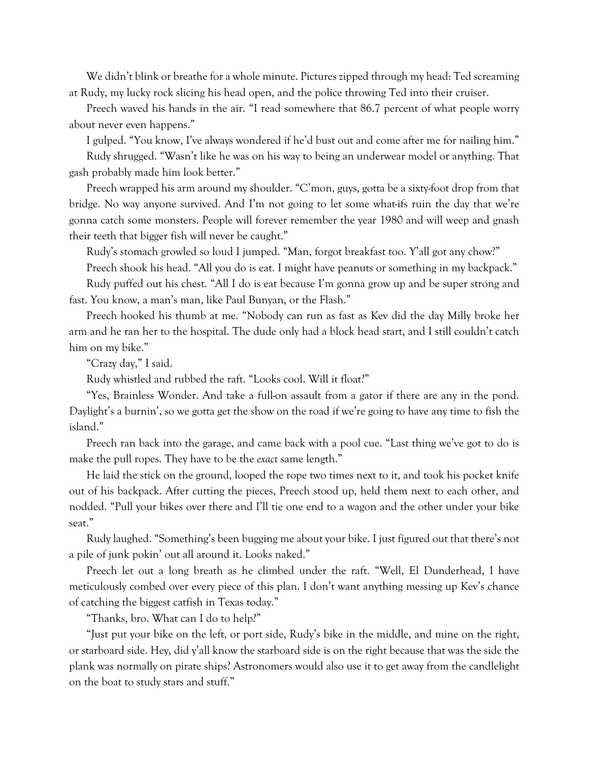We didn't blink or breathe for a whole minute. Pictures zipped through my head: Ted screaming at Rudy, my lucky rock slicing his head open, and the police throwing Ted into their cruiser.

Preech waved his hands in the air. "I read somewhere that 86.7 percent of what people worry about never even happens."

I gulped. "You know, I've always wondered if he'd bust out and come after me for nailing him."

Rudy shrugged. "Wasn't like he was on his way to being an underwear model or anything. That gash probably made him look better."

Preech wrapped his arm around my shoulder. "C'mon, guys, gotta be a sixty-foot drop from that bridge. No way anyone survived. And I'm not going to let some what-ifs ruin the day that we're gonna catch some monsters. People will forever remember the year 1980 and will weep and gnash their teeth that bigger fish will never be caught."

Rudy's stomach growled so loud I jumped. "Man, forgot breakfast too. Y'all got any chow?"

Preech shook his head. "All you do is eat. I might have peanuts or something in my backpack."

Rudy puffed out his chest. "All I do is eat because I'm gonna grow up and be super strong and fast. You know, a man's man, like Paul Bunyan, or the Flash."

Preech hooked his thumb at me. "Nobody can run as fast as Kev did the day Milly broke her arm and he ran her to the hospital. The dude only had a block head start, and I still couldn't catch him on my bike."

"Crazy day," I said.

Rudy whistled and rubbed the raft. "Looks cool. Will it float?"

"Yes, Brainless Wonder. And take a full-on assault from a gator if there are any in the pond. Daylight's a burnin', so we gotta get the show on the road if we're going to have any time to fish the island."

Preech ran back into the garage, and came back with a pool cue. "Last thing we've got to do is make the pull ropes. They have to be the *exact* same length."

He laid the stick on the ground, looped the rope two times next to it, and took his pocket knife out of his backpack. After cutting the pieces, Preech stood up, held them next to each other, and nodded. "Pull your bikes over there and I'll tie one end to a wagon and the other under your bike seat."

Rudy laughed. "Something's been bugging me about your bike. I just figured out that there's not a pile of junk pokin' out all around it. Looks naked."

Preech let out a long breath as he climbed under the raft. "Well, El Dunderhead, I have meticulously combed over every piece of this plan. I don't want anything messing up Kev's chance of catching the biggest catfish in Texas today."

"Thanks, bro. What can I do to help?"

"Just put your bike on the left, or port side, Rudy's bike in the middle, and mine on the right, or starboard side. Hey, did y'all know the starboard side is on the right because that was the side the plank was normally on pirate ships? Astronomers would also use it to get away from the candlelight on the boat to study stars and stuff."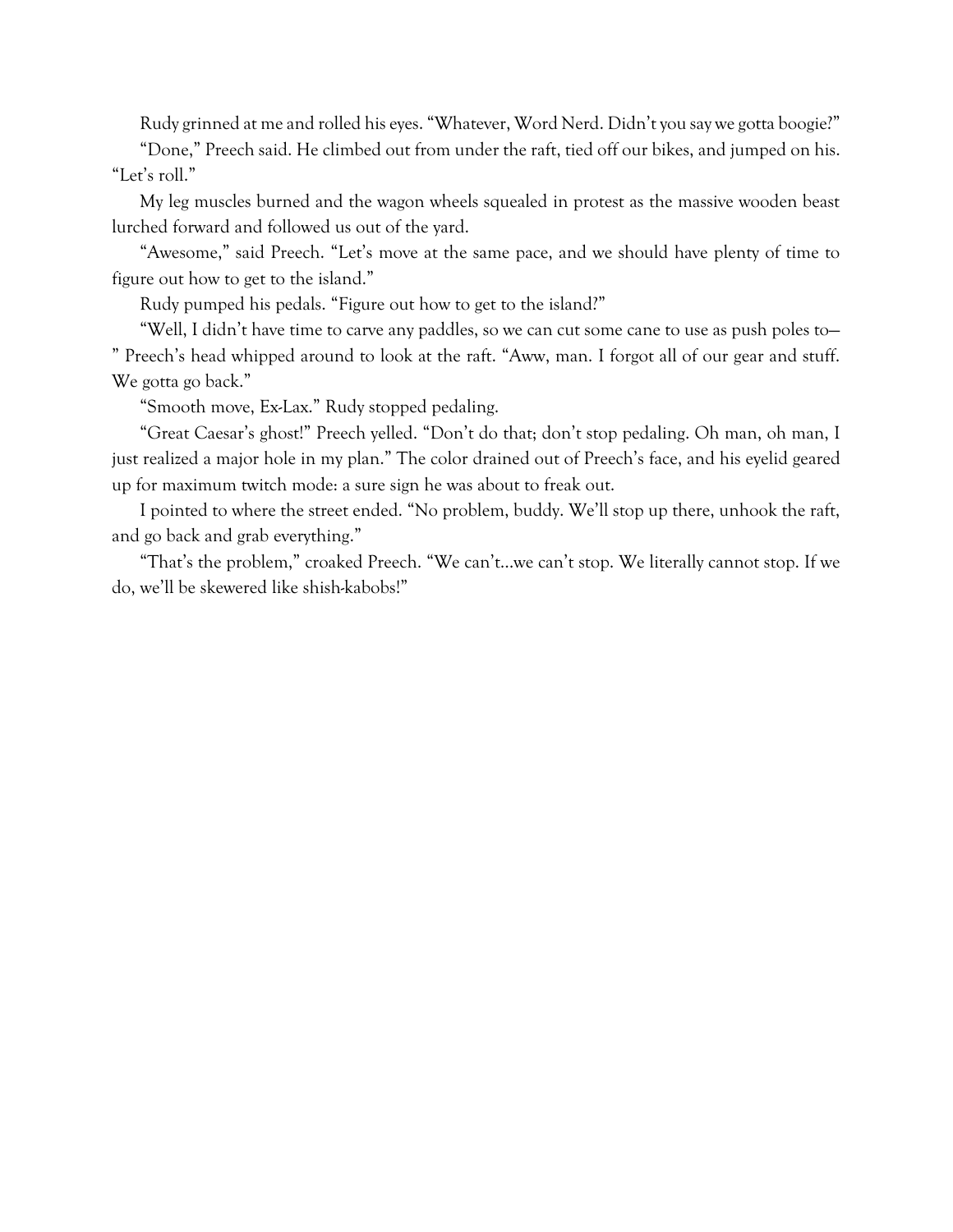Rudy grinned at me and rolled his eyes. "Whatever, Word Nerd. Didn't you say we gotta boogie?"

"Done," Preech said. He climbed out from under the raft, tied off our bikes, and jumped on his. "Let's roll."

My leg muscles burned and the wagon wheels squealed in protest as the massive wooden beast lurched forward and followed us out of the yard.

"Awesome," said Preech. "Let's move at the same pace, and we should have plenty of time to figure out how to get to the island."

Rudy pumped his pedals. "Figure out how to get to the island?"

"Well, I didn't have time to carve any paddles, so we can cut some cane to use as push poles to—" Preech's head whipped around to look at the raft. "Aww, man. I forgot all of our gear and stuff. We gotta go back."

"Smooth move, Ex-Lax." Rudy stopped pedaling.

"Great Caesar's ghost!" Preech yelled. "Don't do that; don't stop pedaling. Oh man, oh man, I just realized a major hole in my plan." The color drained out of Preech's face, and his eyelid geared up for maximum twitch mode: a sure sign he was about to freak out.

I pointed to where the street ended. "No problem, buddy. We'll stop up there, unhook the raft, and go back and grab everything."

"That's the problem," croaked Preech. "We can't…we can't stop. We literally cannot stop. If we do, we'll be skewered like shish-kabobs!"